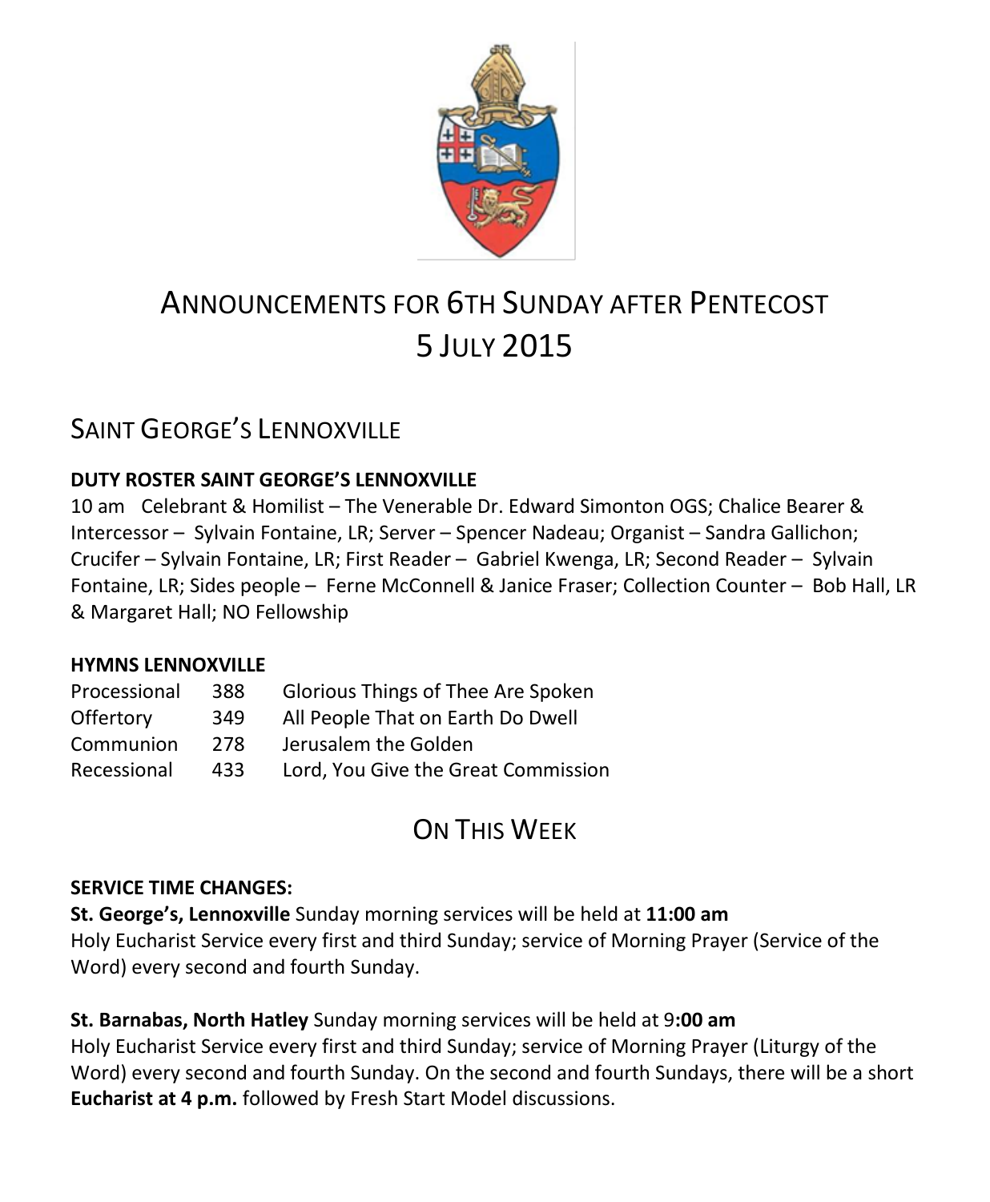# Announcements for 6th Sunday after Pentecost 5 July 2015

## Saint George's Lennoxville

**DUTY ROSTER SAINT GEORGE'S LENNOXVILLE**

10 am Celebrant & Homilist – The Venerable Dr. Edward Simonton OGS; Chalice Bearer & Intercessor – Sylvain Fontaine, LR; Server – Spencer Nadeau; Organist – Sandra Gallichon; Crucifer – Sylvain Fontaine, LR; First Reader – Gabriel Kwenga, LR; Second Reader – Sylvain Fontaine, LR; Sides people – Ferne McConnell & Janice Fraser; Collection Counter – Bob Hall, LR & Margaret Hall; NO Fellowship

**HYMNS LENNOXVILLE**

| | | |
|---|---|---|
| Processional | 388 | Glorious Things of Thee Are Spoken |
| Offertory | 349 | All People That on Earth Do Dwell |
| Communion | 278 | Jerusalem the Golden |
| Recessional | 433 | Lord, You Give the Great Commission |

## On This Week

**SERVICE TIME CHANGES:**

**St. George's, Lennoxville** Sunday morning services will be held at **11:00 am**
Holy Eucharist Service every first and third Sunday; service of Morning Prayer (Service of the Word) every second and fourth Sunday.

**St. Barnabas, North Hatley** Sunday morning services will be held at 9**:00 am**
Holy Eucharist Service every first and third Sunday; service of Morning Prayer (Liturgy of the Word) every second and fourth Sunday. On the second and fourth Sundays, there will be a short **Eucharist at 4 p.m.** followed by Fresh Start Model discussions.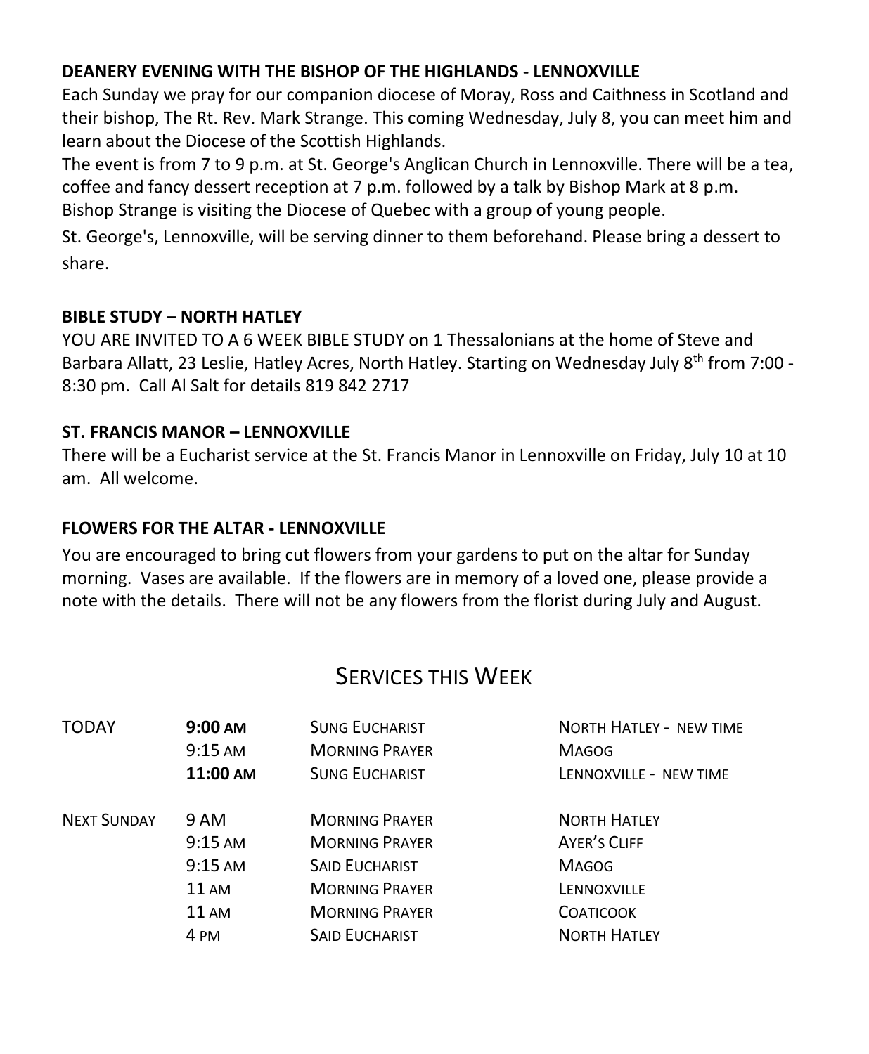**DEANERY EVENING WITH THE BISHOP OF THE HIGHLANDS - LENNOXVILLE**

Each Sunday we pray for our companion diocese of Moray, Ross and Caithness in Scotland and their bishop, The Rt. Rev. Mark Strange. This coming Wednesday, July 8, you can meet him and learn about the Diocese of the Scottish Highlands.

The event is from 7 to 9 p.m. at St. George's Anglican Church in Lennoxville. There will be a tea, coffee and fancy dessert reception at 7 p.m. followed by a talk by Bishop Mark at 8 p.m. Bishop Strange is visiting the Diocese of Quebec with a group of young people.

St. George's, Lennoxville, will be serving dinner to them beforehand. Please bring a dessert to share.

**BIBLE STUDY – NORTH HATLEY**

YOU ARE INVITED TO A 6 WEEK BIBLE STUDY on 1 Thessalonians at the home of Steve and Barbara Allatt, 23 Leslie, Hatley Acres, North Hatley. Starting on Wednesday July 8th from 7:00 - 8:30 pm. Call Al Salt for details 819 842 2717

**ST. FRANCIS MANOR – LENNOXVILLE**

There will be a Eucharist service at the St. Francis Manor in Lennoxville on Friday, July 10 at 10 am. All welcome.

**FLOWERS FOR THE ALTAR - LENNOXVILLE**

You are encouraged to bring cut flowers from your gardens to put on the altar for Sunday morning. Vases are available. If the flowers are in memory of a loved one, please provide a note with the details. There will not be any flowers from the florist during July and August.

## SERVICES THIS WEEK

| | | | |
|---|---|---|---|
| TODAY | **9:00 AM** | SUNG EUCHARIST | NORTH HATLEY - NEW TIME |
| | 9:15 AM | MORNING PRAYER | MAGOG |
| | **11:00 AM** | SUNG EUCHARIST | LENNOXVILLE - NEW TIME |
| NEXT SUNDAY | 9 AM | MORNING PRAYER | NORTH HATLEY |
| | 9:15 AM | MORNING PRAYER | AYER'S CLIFF |
| | 9:15 AM | SAID EUCHARIST | MAGOG |
| | 11 AM | MORNING PRAYER | LENNOXVILLE |
| | 11 AM | MORNING PRAYER | COATICOOK |
| | 4 PM | SAID EUCHARIST | NORTH HATLEY |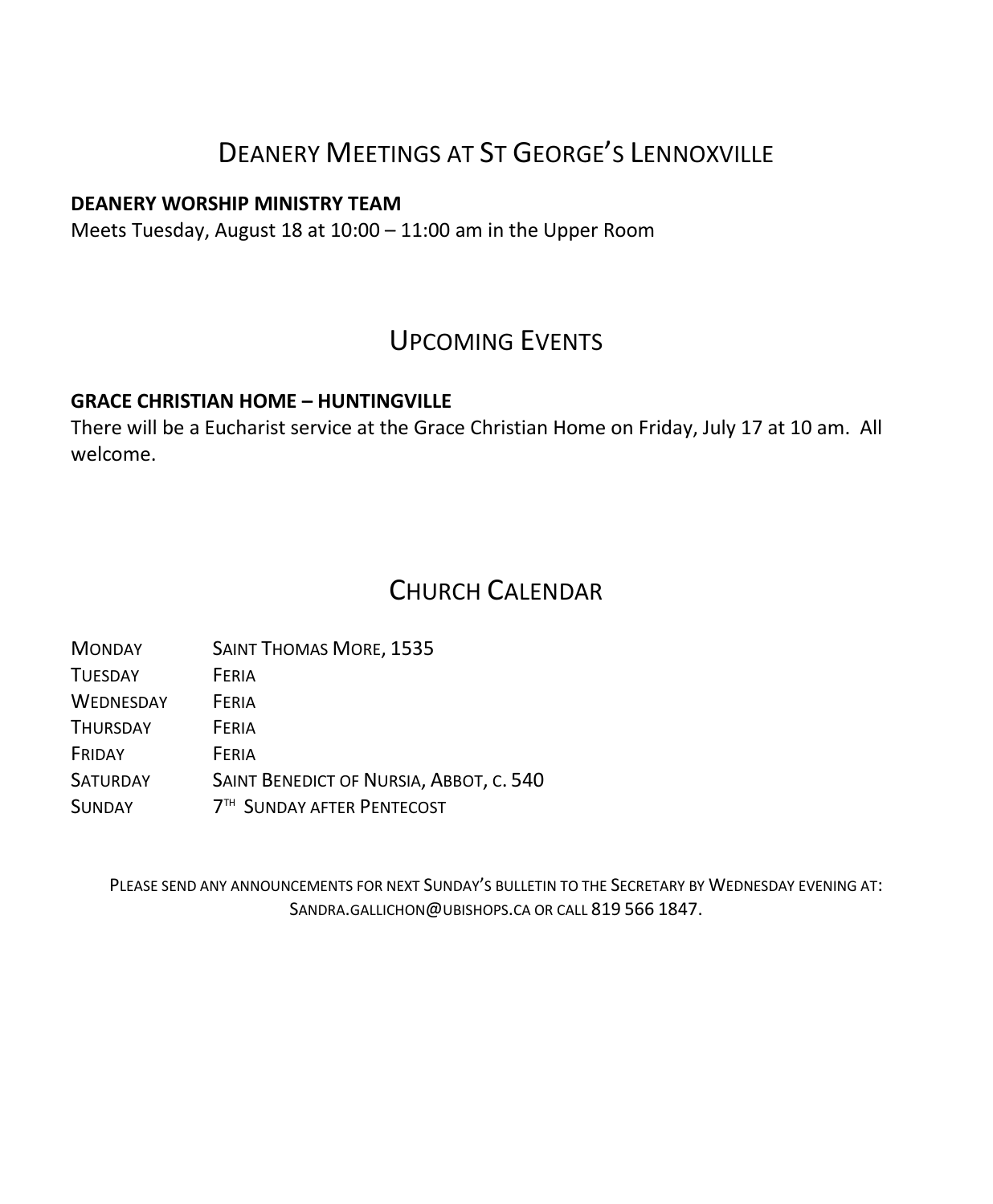## Deanery Meetings at St George's Lennoxville

**DEANERY WORSHIP MINISTRY TEAM**

Meets Tuesday, August 18 at 10:00 – 11:00 am in the Upper Room

## Upcoming Events

**GRACE CHRISTIAN HOME – HUNTINGVILLE**

There will be a Eucharist service at the Grace Christian Home on Friday, July 17 at 10 am. All welcome.

## Church Calendar

| | |
|---|---|
| Monday | Saint Thomas More, 1535 |
| Tuesday | Feria |
| Wednesday | Feria |
| Thursday | Feria |
| Friday | Feria |
| Saturday | Saint Benedict of Nursia, Abbot, c. 540 |
| Sunday | 7th Sunday after Pentecost |

Please send any announcements for next Sunday's bulletin to the Secretary by Wednesday evening at: sandra.gallichon@ubishops.ca or call 819 566 1847.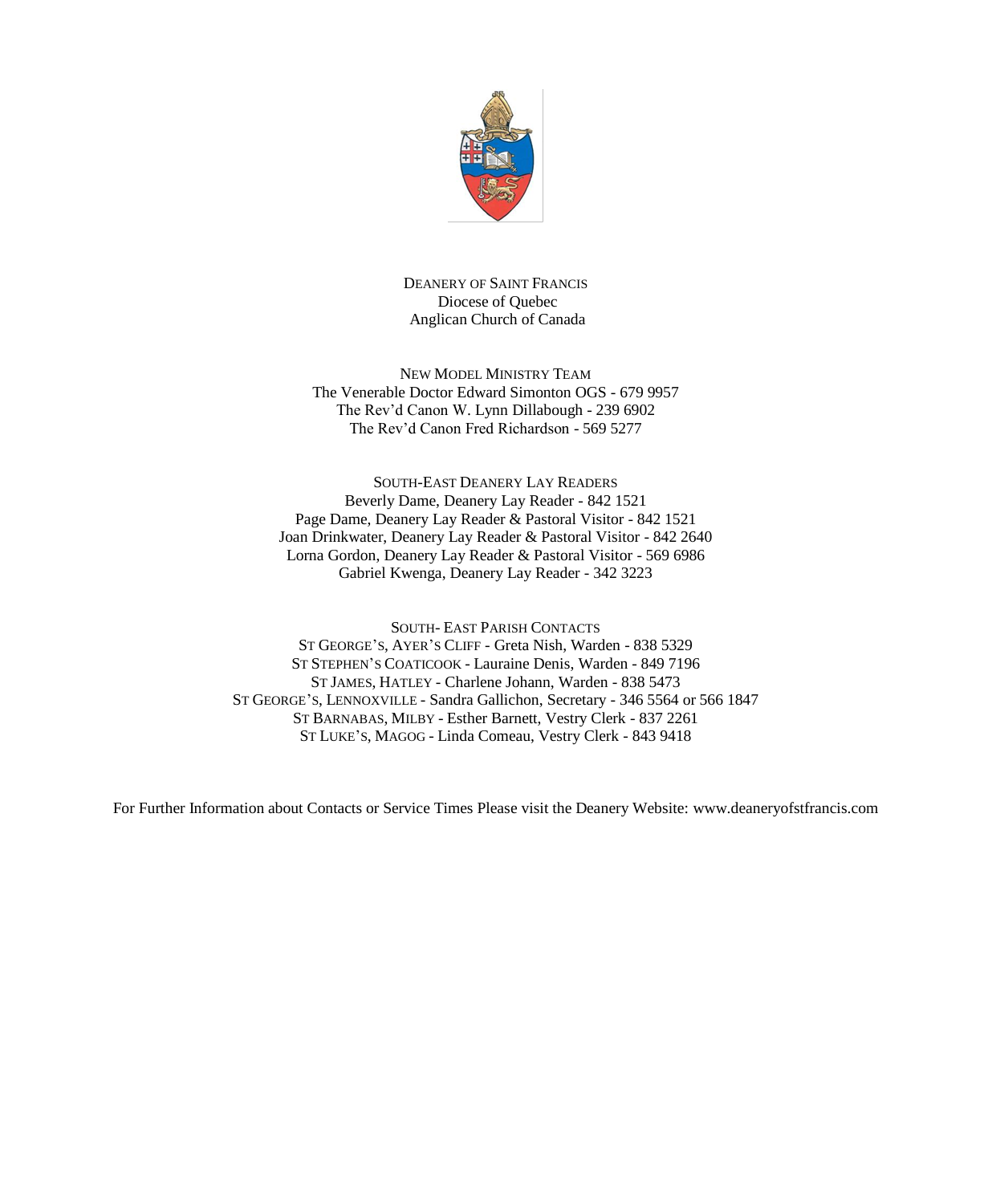DEANERY OF SAINT FRANCIS
Diocese of Quebec
Anglican Church of Canada

NEW MODEL MINISTRY TEAM
The Venerable Doctor Edward Simonton OGS - 679 9957
The Rev'd Canon W. Lynn Dillabough - 239 6902
The Rev'd Canon Fred Richardson - 569 5277

SOUTH-EAST DEANERY LAY READERS
Beverly Dame, Deanery Lay Reader - 842 1521
Page Dame, Deanery Lay Reader & Pastoral Visitor - 842 1521
Joan Drinkwater, Deanery Lay Reader & Pastoral Visitor - 842 2640
Lorna Gordon, Deanery Lay Reader & Pastoral Visitor - 569 6986
Gabriel Kwenga, Deanery Lay Reader - 342 3223

SOUTH- EAST PARISH CONTACTS
ST GEORGE'S, AYER'S CLIFF - Greta Nish, Warden - 838 5329
ST STEPHEN'S COATICOOK - Lauraine Denis, Warden - 849 7196
ST JAMES, HATLEY - Charlene Johann, Warden - 838 5473
ST GEORGE'S, LENNOXVILLE - Sandra Gallichon, Secretary - 346 5564 or 566 1847
ST BARNABAS, MILBY - Esther Barnett, Vestry Clerk - 837 2261
ST LUKE'S, MAGOG - Linda Comeau, Vestry Clerk - 843 9418

For Further Information about Contacts or Service Times Please visit the Deanery Website: www.deaneryofstfrancis.com